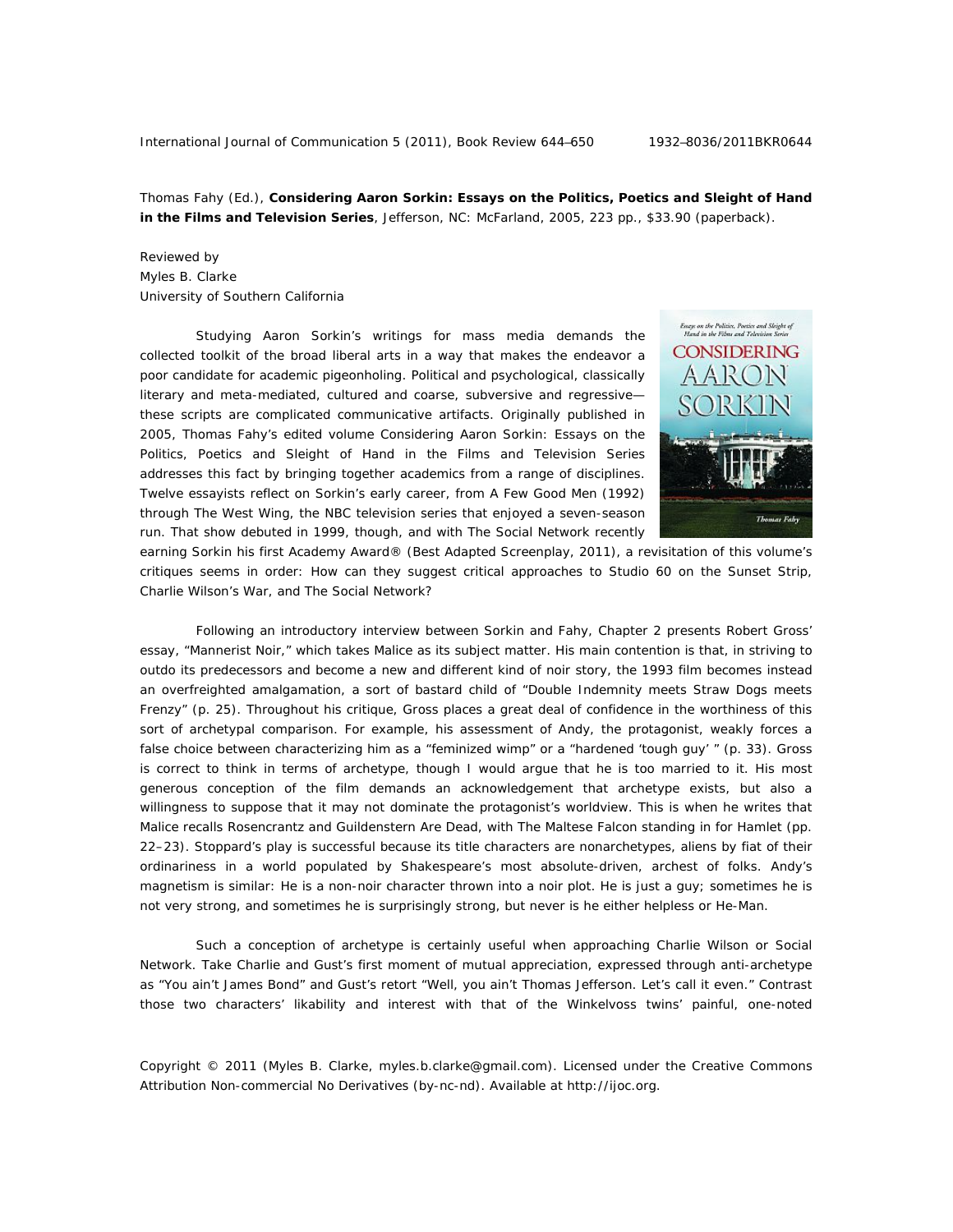Thomas Fahy (Ed.), **Considering Aaron Sorkin: Essays on the Politics, Poetics and Sleight of Hand in the Films and Television Series**, Jefferson, NC: McFarland, 2005, 223 pp., $33.90 (paperback).

Reviewed by
Myles B. Clarke
University of Southern California

Studying Aaron Sorkin's writings for mass media demands the collected toolkit of the broad liberal arts in a way that makes the endeavor a poor candidate for academic pigeonholing. Political and psychological, classically literary and meta-mediated, cultured and coarse, subversive and regressive—these scripts are complicated communicative artifacts. Originally published in 2005, Thomas Fahy's edited volume Considering Aaron Sorkin: Essays on the Politics, Poetics and Sleight of Hand in the Films and Television Series addresses this fact by bringing together academics from a range of disciplines. Twelve essayists reflect on Sorkin's early career, from A Few Good Men (1992) through The West Wing, the NBC television series that enjoyed a seven-season run. That show debuted in 1999, though, and with The Social Network recently earning Sorkin his first Academy Award® (Best Adapted Screenplay, 2011), a revisitation of this volume's critiques seems in order: How can they suggest critical approaches to Studio 60 on the Sunset Strip, Charlie Wilson's War, and The Social Network?

Following an introductory interview between Sorkin and Fahy, Chapter 2 presents Robert Gross' essay, "Mannerist Noir," which takes Malice as its subject matter. His main contention is that, in striving to outdo its predecessors and become a new and different kind of noir story, the 1993 film becomes instead an overfreighted amalgamation, a sort of bastard child of "Double Indemnity meets Straw Dogs meets Frenzy" (p. 25). Throughout his critique, Gross places a great deal of confidence in the worthiness of this sort of archetypal comparison. For example, his assessment of Andy, the protagonist, weakly forces a false choice between characterizing him as a "feminized wimp" or a "hardened 'tough guy' " (p. 33). Gross is correct to think in terms of archetype, though I would argue that he is too married to it. His most generous conception of the film demands an acknowledgement that archetype exists, but also a willingness to suppose that it may not dominate the protagonist's worldview. This is when he writes that Malice recalls Rosencrantz and Guildenstern Are Dead, with The Maltese Falcon standing in for Hamlet (pp. 22–23). Stoppard's play is successful because its title characters are nonarchetypes, aliens by fiat of their ordinariness in a world populated by Shakespeare's most absolute-driven, archest of folks. Andy's magnetism is similar: He is a non-noir character thrown into a noir plot. He is just a guy; sometimes he is not very strong, and sometimes he is surprisingly strong, but never is he either helpless or He-Man.

Such a conception of archetype is certainly useful when approaching Charlie Wilson or Social Network. Take Charlie and Gust's first moment of mutual appreciation, expressed through anti-archetype as "You ain't James Bond" and Gust's retort "Well, you ain't Thomas Jefferson. Let's call it even." Contrast those two characters' likability and interest with that of the Winkelvoss twins' painful, one-noted

Copyright © 2011 (Myles B. Clarke, myles.b.clarke@gmail.com). Licensed under the Creative Commons Attribution Non-commercial No Derivatives (by-nc-nd). Available at http://ijoc.org.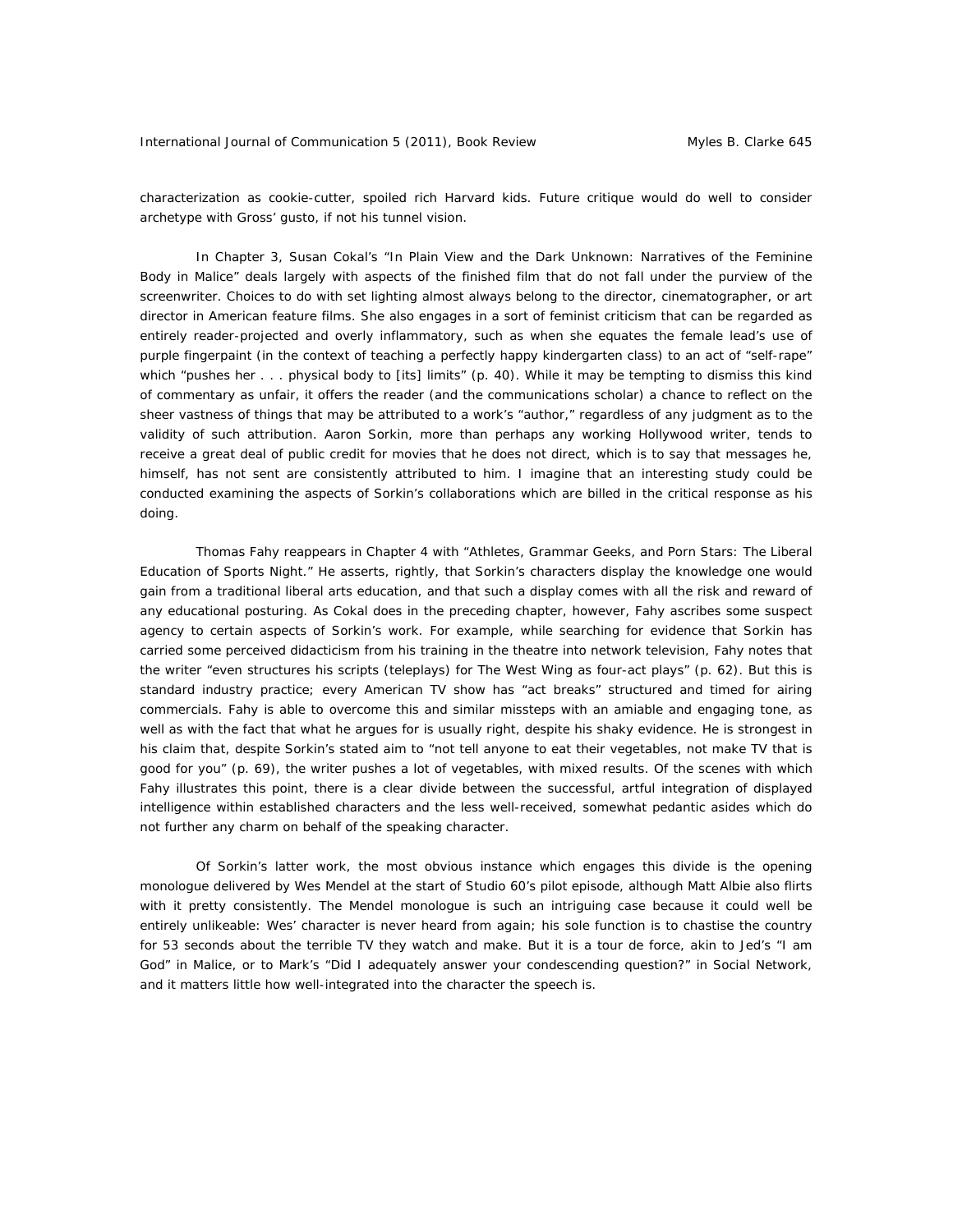characterization as cookie-cutter, spoiled rich Harvard kids. Future critique would do well to consider archetype with Gross' gusto, if not his tunnel vision.

In Chapter 3, Susan Cokal's "In Plain View and the Dark Unknown: Narratives of the Feminine Body in Malice" deals largely with aspects of the finished film that do not fall under the purview of the screenwriter. Choices to do with set lighting almost always belong to the director, cinematographer, or art director in American feature films. She also engages in a sort of feminist criticism that can be regarded as entirely reader-projected and overly inflammatory, such as when she equates the female lead's use of purple fingerpaint (in the context of teaching a perfectly happy kindergarten class) to an act of "self-rape" which "pushes her . . . physical body to [its] limits" (p. 40). While it may be tempting to dismiss this kind of commentary as unfair, it offers the reader (and the communications scholar) a chance to reflect on the sheer vastness of things that may be attributed to a work's "author," regardless of any judgment as to the validity of such attribution. Aaron Sorkin, more than perhaps any working Hollywood writer, tends to receive a great deal of public credit for movies that he does not direct, which is to say that messages he, himself, has not sent are consistently attributed to him. I imagine that an interesting study could be conducted examining the aspects of Sorkin's collaborations which are billed in the critical response as his doing.

Thomas Fahy reappears in Chapter 4 with "Athletes, Grammar Geeks, and Porn Stars: The Liberal Education of Sports Night." He asserts, rightly, that Sorkin's characters display the knowledge one would gain from a traditional liberal arts education, and that such a display comes with all the risk and reward of any educational posturing. As Cokal does in the preceding chapter, however, Fahy ascribes some suspect agency to certain aspects of Sorkin's work. For example, while searching for evidence that Sorkin has carried some perceived didacticism from his training in the theatre into network television, Fahy notes that the writer "even structures his scripts (teleplays) for The West Wing as four-act plays" (p. 62). But this is standard industry practice; every American TV show has "act breaks" structured and timed for airing commercials. Fahy is able to overcome this and similar missteps with an amiable and engaging tone, as well as with the fact that what he argues for is usually right, despite his shaky evidence. He is strongest in his claim that, despite Sorkin's stated aim to "not tell anyone to eat their vegetables, not make TV that is good for you" (p. 69), the writer pushes a lot of vegetables, with mixed results. Of the scenes with which Fahy illustrates this point, there is a clear divide between the successful, artful integration of displayed intelligence within established characters and the less well-received, somewhat pedantic asides which do not further any charm on behalf of the speaking character.

Of Sorkin's latter work, the most obvious instance which engages this divide is the opening monologue delivered by Wes Mendel at the start of Studio 60's pilot episode, although Matt Albie also flirts with it pretty consistently. The Mendel monologue is such an intriguing case because it could well be entirely unlikeable: Wes' character is never heard from again; his sole function is to chastise the country for 53 seconds about the terrible TV they watch and make. But it is a tour de force, akin to Jed's "I am God" in Malice, or to Mark's "Did I adequately answer your condescending question?" in Social Network, and it matters little how well-integrated into the character the speech is.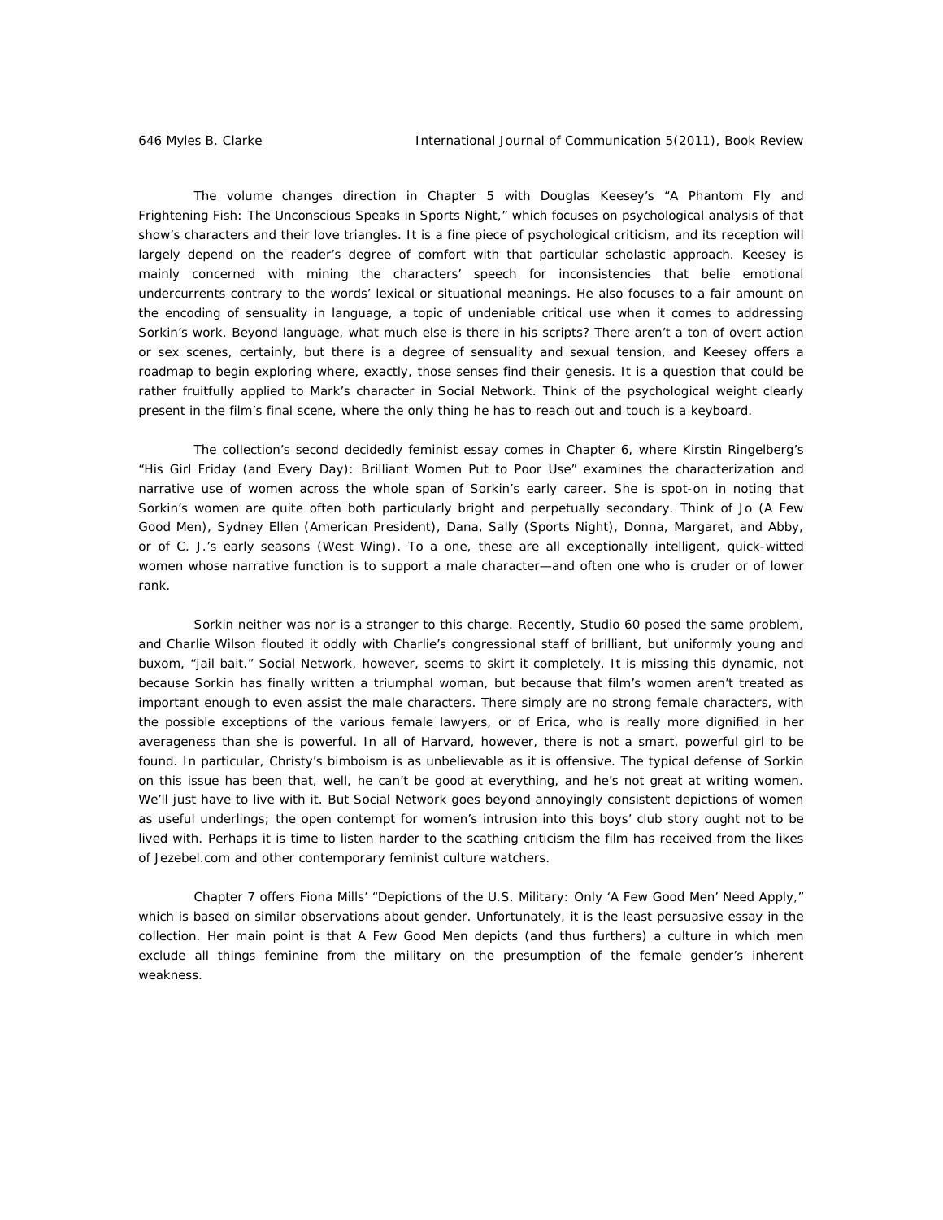The volume changes direction in Chapter 5 with Douglas Keesey's "A Phantom Fly and Frightening Fish: The Unconscious Speaks in Sports Night," which focuses on psychological analysis of that show's characters and their love triangles. It is a fine piece of psychological criticism, and its reception will largely depend on the reader's degree of comfort with that particular scholastic approach. Keesey is mainly concerned with mining the characters' speech for inconsistencies that belie emotional undercurrents contrary to the words' lexical or situational meanings. He also focuses to a fair amount on the encoding of sensuality in language, a topic of undeniable critical use when it comes to addressing Sorkin's work. Beyond language, what much else is there in his scripts? There aren't a ton of overt action or sex scenes, certainly, but there is a degree of sensuality and sexual tension, and Keesey offers a roadmap to begin exploring where, exactly, those senses find their genesis. It is a question that could be rather fruitfully applied to Mark's character in Social Network. Think of the psychological weight clearly present in the film's final scene, where the only thing he has to reach out and touch is a keyboard.

The collection's second decidedly feminist essay comes in Chapter 6, where Kirstin Ringelberg's "His Girl Friday (and Every Day): Brilliant Women Put to Poor Use" examines the characterization and narrative use of women across the whole span of Sorkin's early career. She is spot-on in noting that Sorkin's women are quite often both particularly bright and perpetually secondary. Think of Jo (A Few Good Men), Sydney Ellen (American President), Dana, Sally (Sports Night), Donna, Margaret, and Abby, or of C. J.'s early seasons (West Wing). To a one, these are all exceptionally intelligent, quick-witted women whose narrative function is to support a male character—and often one who is cruder or of lower rank.

Sorkin neither was nor is a stranger to this charge. Recently, Studio 60 posed the same problem, and Charlie Wilson flouted it oddly with Charlie's congressional staff of brilliant, but uniformly young and buxom, "jail bait." Social Network, however, seems to skirt it completely. It is missing this dynamic, not because Sorkin has finally written a triumphal woman, but because that film's women aren't treated as important enough to even assist the male characters. There simply are no strong female characters, with the possible exceptions of the various female lawyers, or of Erica, who is really more dignified in her averageness than she is powerful. In all of Harvard, however, there is not a smart, powerful girl to be found. In particular, Christy's bimboism is as unbelievable as it is offensive. The typical defense of Sorkin on this issue has been that, well, he can't be good at everything, and he's not great at writing women. We'll just have to live with it. But Social Network goes beyond annoyingly consistent depictions of women as useful underlings; the open contempt for women's intrusion into this boys' club story ought not to be lived with. Perhaps it is time to listen harder to the scathing criticism the film has received from the likes of Jezebel.com and other contemporary feminist culture watchers.

Chapter 7 offers Fiona Mills' "Depictions of the U.S. Military: Only 'A Few Good Men' Need Apply," which is based on similar observations about gender. Unfortunately, it is the least persuasive essay in the collection. Her main point is that A Few Good Men depicts (and thus furthers) a culture in which men exclude all things feminine from the military on the presumption of the female gender's inherent weakness.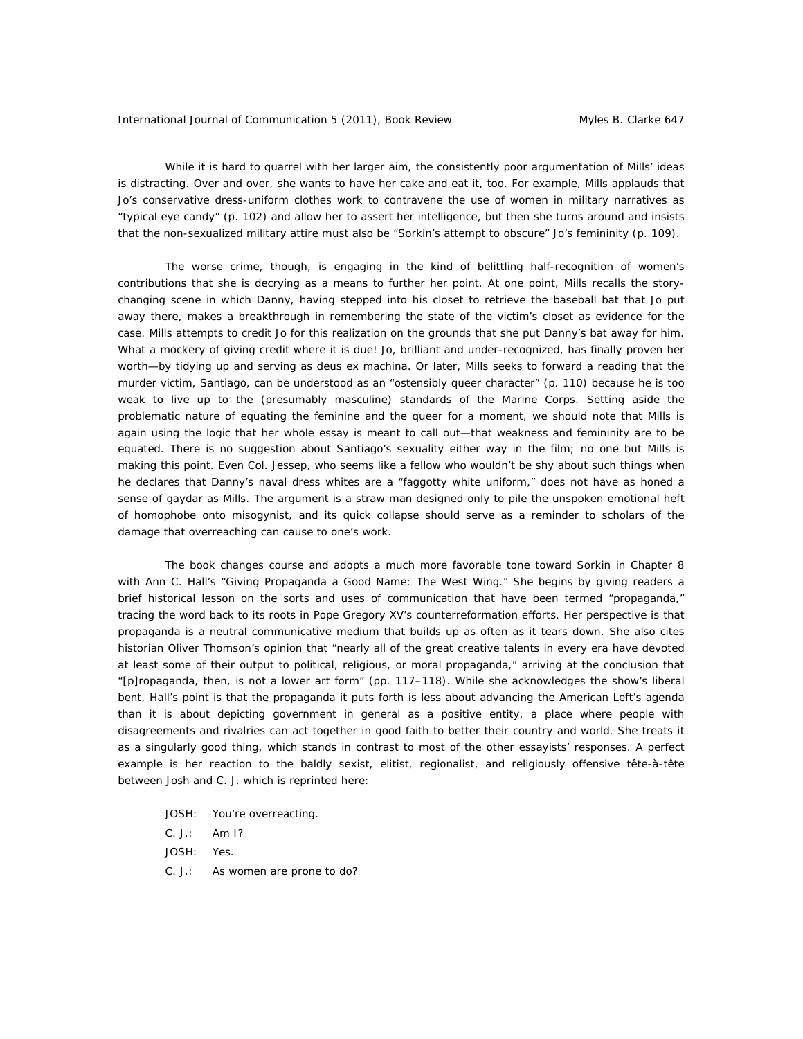While it is hard to quarrel with her larger aim, the consistently poor argumentation of Mills' ideas is distracting. Over and over, she wants to have her cake and eat it, too. For example, Mills applauds that Jo's conservative dress-uniform clothes work to contravene the use of women in military narratives as "typical eye candy" (p. 102) and allow her to assert her intelligence, but then she turns around and insists that the non-sexualized military attire must also be "Sorkin's attempt to obscure" Jo's femininity (p. 109).

The worse crime, though, is engaging in the kind of belittling half-recognition of women's contributions that she is decrying as a means to further her point. At one point, Mills recalls the story-changing scene in which Danny, having stepped into his closet to retrieve the baseball bat that Jo put away there, makes a breakthrough in remembering the state of the victim's closet as evidence for the case. Mills attempts to credit Jo for this realization on the grounds that she put Danny's bat away for him. What a mockery of giving credit where it is due! Jo, brilliant and under-recognized, has finally proven her worth—by tidying up and serving as deus ex machina. Or later, Mills seeks to forward a reading that the murder victim, Santiago, can be understood as an "ostensibly queer character" (p. 110) because he is too weak to live up to the (presumably masculine) standards of the Marine Corps. Setting aside the problematic nature of equating the feminine and the queer for a moment, we should note that Mills is again using the logic that her whole essay is meant to call out—that weakness and femininity are to be equated. There is no suggestion about Santiago's sexuality either way in the film; no one but Mills is making this point. Even Col. Jessep, who seems like a fellow who wouldn't be shy about such things when he declares that Danny's naval dress whites are a "faggotty white uniform," does not have as honed a sense of gaydar as Mills. The argument is a straw man designed only to pile the unspoken emotional heft of homophobe onto misogynist, and its quick collapse should serve as a reminder to scholars of the damage that overreaching can cause to one's work.

The book changes course and adopts a much more favorable tone toward Sorkin in Chapter 8 with Ann C. Hall's "Giving Propaganda a Good Name: The West Wing." She begins by giving readers a brief historical lesson on the sorts and uses of communication that have been termed "propaganda," tracing the word back to its roots in Pope Gregory XV's counterreformation efforts. Her perspective is that propaganda is a neutral communicative medium that builds up as often as it tears down. She also cites historian Oliver Thomson's opinion that "nearly all of the great creative talents in every era have devoted at least some of their output to political, religious, or moral propaganda," arriving at the conclusion that "[p]ropaganda, then, is not a lower art form" (pp. 117–118). While she acknowledges the show's liberal bent, Hall's point is that the propaganda it puts forth is less about advancing the American Left's agenda than it is about depicting government in general as a positive entity, a place where people with disagreements and rivalries can act together in good faith to better their country and world. She treats it as a singularly good thing, which stands in contrast to most of the other essayists' responses. A perfect example is her reaction to the baldly sexist, elitist, regionalist, and religiously offensive tête-à-tête between Josh and C. J. which is reprinted here:

> JOSH: You're overreacting.
>
> C. J.: Am I?
>
> JOSH: Yes.
>
> C. J.: As women are prone to do?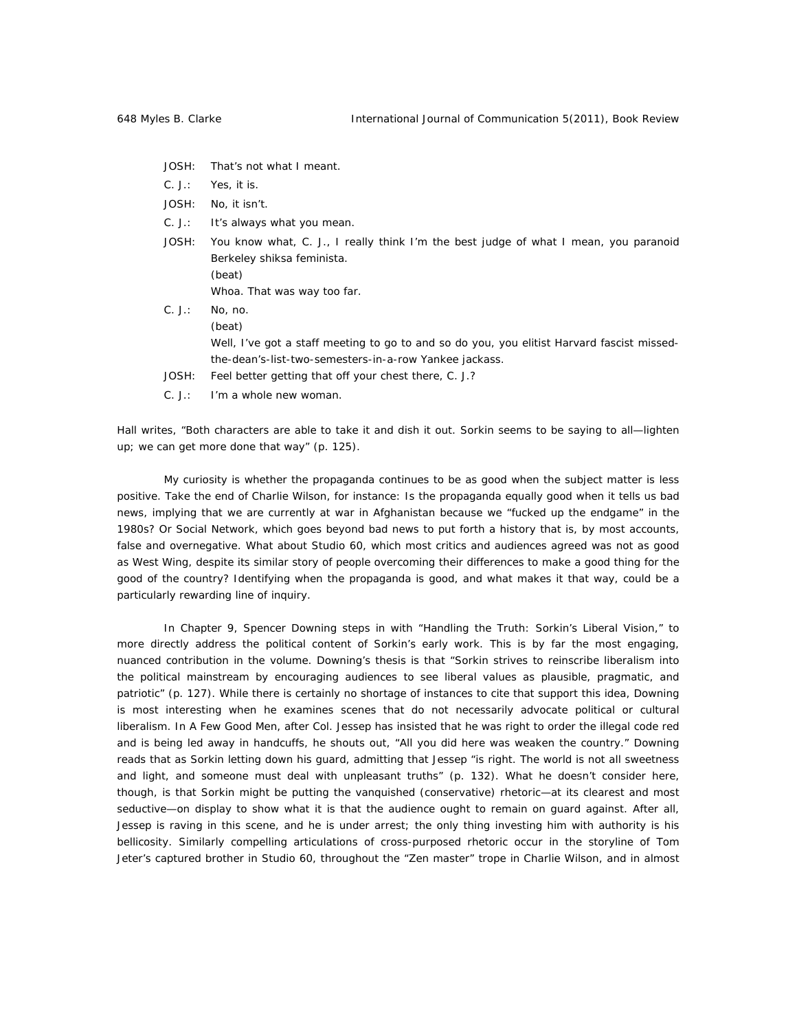JOSH: That's not what I meant.

C. J.: Yes, it is.

JOSH: No, it isn't.

C. J.: It's always what you mean.

JOSH: You know what, C. J., I really think I'm the best judge of what I mean, you paranoid Berkeley shiksa feminista.
(beat)
Whoa. That was way too far.

C. J.: No, no.
(beat)
Well, I've got a staff meeting to go to and so do you, you elitist Harvard fascist missed-the-dean's-list-two-semesters-in-a-row Yankee jackass.

JOSH: Feel better getting that off your chest there, C. J.?

C. J.: I'm a whole new woman.

Hall writes, "Both characters are able to take it and dish it out. Sorkin seems to be saying to all—lighten up; we can get more done that way" (p. 125).

My curiosity is whether the propaganda continues to be as good when the subject matter is less positive. Take the end of Charlie Wilson, for instance: Is the propaganda equally good when it tells us bad news, implying that we are currently at war in Afghanistan because we "fucked up the endgame" in the 1980s? Or Social Network, which goes beyond bad news to put forth a history that is, by most accounts, false and overnegative. What about Studio 60, which most critics and audiences agreed was not as good as West Wing, despite its similar story of people overcoming their differences to make a good thing for the good of the country? Identifying when the propaganda is good, and what makes it that way, could be a particularly rewarding line of inquiry.

In Chapter 9, Spencer Downing steps in with "Handling the Truth: Sorkin's Liberal Vision," to more directly address the political content of Sorkin's early work. This is by far the most engaging, nuanced contribution in the volume. Downing's thesis is that "Sorkin strives to reinscribe liberalism into the political mainstream by encouraging audiences to see liberal values as plausible, pragmatic, and patriotic" (p. 127). While there is certainly no shortage of instances to cite that support this idea, Downing is most interesting when he examines scenes that do not necessarily advocate political or cultural liberalism. In A Few Good Men, after Col. Jessep has insisted that he was right to order the illegal code red and is being led away in handcuffs, he shouts out, "All you did here was weaken the country." Downing reads that as Sorkin letting down his guard, admitting that Jessep "is right. The world is not all sweetness and light, and someone must deal with unpleasant truths" (p. 132). What he doesn't consider here, though, is that Sorkin might be putting the vanquished (conservative) rhetoric—at its clearest and most seductive—on display to show what it is that the audience ought to remain on guard against. After all, Jessep is raving in this scene, and he is under arrest; the only thing investing him with authority is his bellicosity. Similarly compelling articulations of cross-purposed rhetoric occur in the storyline of Tom Jeter's captured brother in Studio 60, throughout the "Zen master" trope in Charlie Wilson, and in almost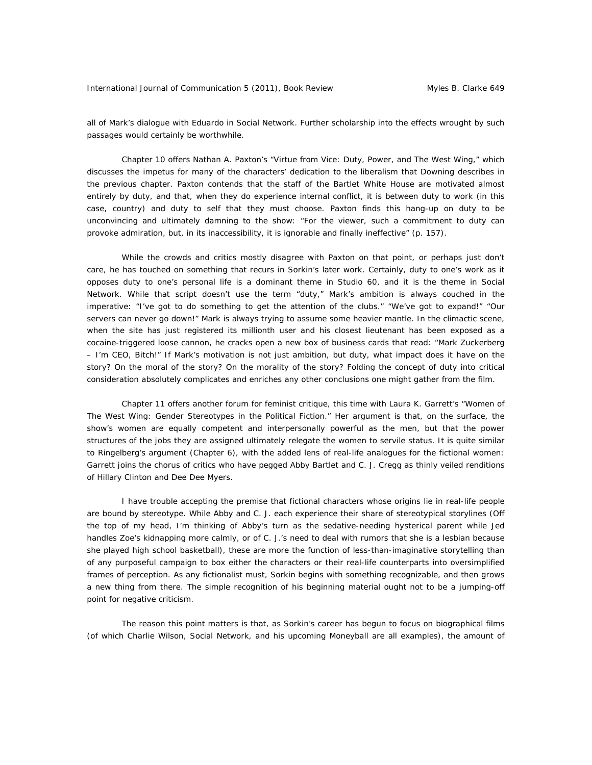all of Mark's dialogue with Eduardo in Social Network. Further scholarship into the effects wrought by such passages would certainly be worthwhile.

Chapter 10 offers Nathan A. Paxton's "Virtue from Vice: Duty, Power, and The West Wing," which discusses the impetus for many of the characters' dedication to the liberalism that Downing describes in the previous chapter. Paxton contends that the staff of the Bartlet White House are motivated almost entirely by duty, and that, when they do experience internal conflict, it is between duty to work (in this case, country) and duty to self that they must choose. Paxton finds this hang-up on duty to be unconvincing and ultimately damning to the show: "For the viewer, such a commitment to duty can provoke admiration, but, in its inaccessibility, it is ignorable and finally ineffective" (p. 157).

While the crowds and critics mostly disagree with Paxton on that point, or perhaps just don't care, he has touched on something that recurs in Sorkin's later work. Certainly, duty to one's work as it opposes duty to one's personal life is a dominant theme in Studio 60, and it is the theme in Social Network. While that script doesn't use the term "duty," Mark's ambition is always couched in the imperative: "I've got to do something to get the attention of the clubs." "We've got to expand!" "Our servers can never go down!" Mark is always trying to assume some heavier mantle. In the climactic scene, when the site has just registered its millionth user and his closest lieutenant has been exposed as a cocaine-triggered loose cannon, he cracks open a new box of business cards that read: "Mark Zuckerberg – I'm CEO, Bitch!" If Mark's motivation is not just ambition, but duty, what impact does it have on the story? On the moral of the story? On the morality of the story? Folding the concept of duty into critical consideration absolutely complicates and enriches any other conclusions one might gather from the film.

Chapter 11 offers another forum for feminist critique, this time with Laura K. Garrett's "Women of The West Wing: Gender Stereotypes in the Political Fiction." Her argument is that, on the surface, the show's women are equally competent and interpersonally powerful as the men, but that the power structures of the jobs they are assigned ultimately relegate the women to servile status. It is quite similar to Ringelberg's argument (Chapter 6), with the added lens of real-life analogues for the fictional women: Garrett joins the chorus of critics who have pegged Abby Bartlet and C. J. Cregg as thinly veiled renditions of Hillary Clinton and Dee Dee Myers.

I have trouble accepting the premise that fictional characters whose origins lie in real-life people are bound by stereotype. While Abby and C. J. each experience their share of stereotypical storylines (Off the top of my head, I'm thinking of Abby's turn as the sedative-needing hysterical parent while Jed handles Zoe's kidnapping more calmly, or of C. J.'s need to deal with rumors that she is a lesbian because she played high school basketball), these are more the function of less-than-imaginative storytelling than of any purposeful campaign to box either the characters or their real-life counterparts into oversimplified frames of perception. As any fictionalist must, Sorkin begins with something recognizable, and then grows a new thing from there. The simple recognition of his beginning material ought not to be a jumping-off point for negative criticism.

The reason this point matters is that, as Sorkin's career has begun to focus on biographical films (of which Charlie Wilson, Social Network, and his upcoming Moneyball are all examples), the amount of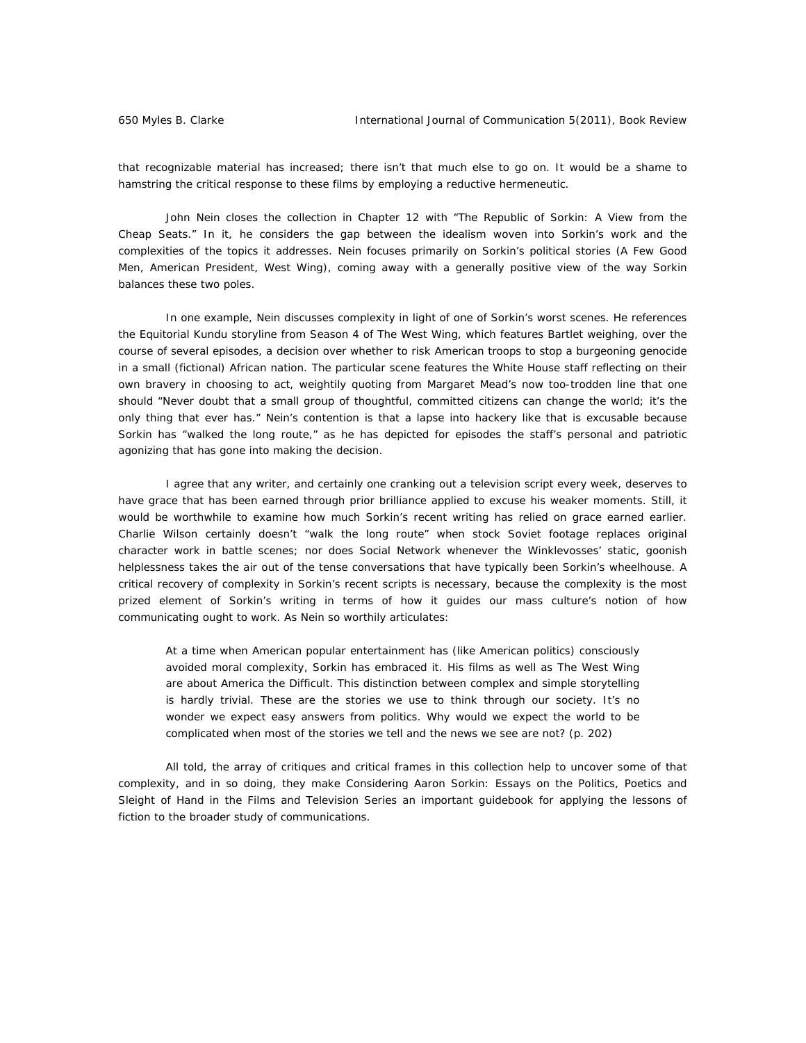that recognizable material has increased; there isn't that much else to go on. It would be a shame to hamstring the critical response to these films by employing a reductive hermeneutic.

John Nein closes the collection in Chapter 12 with "The Republic of Sorkin: A View from the Cheap Seats." In it, he considers the gap between the idealism woven into Sorkin's work and the complexities of the topics it addresses. Nein focuses primarily on Sorkin's political stories (A Few Good Men, American President, West Wing), coming away with a generally positive view of the way Sorkin balances these two poles.

In one example, Nein discusses complexity in light of one of Sorkin's worst scenes. He references the Equitorial Kundu storyline from Season 4 of The West Wing, which features Bartlet weighing, over the course of several episodes, a decision over whether to risk American troops to stop a burgeoning genocide in a small (fictional) African nation. The particular scene features the White House staff reflecting on their own bravery in choosing to act, weightily quoting from Margaret Mead's now too-trodden line that one should "Never doubt that a small group of thoughtful, committed citizens can change the world; it's the only thing that ever has." Nein's contention is that a lapse into hackery like that is excusable because Sorkin has "walked the long route," as he has depicted for episodes the staff's personal and patriotic agonizing that has gone into making the decision.

I agree that any writer, and certainly one cranking out a television script every week, deserves to have grace that has been earned through prior brilliance applied to excuse his weaker moments. Still, it would be worthwhile to examine how much Sorkin's recent writing has relied on grace earned earlier. Charlie Wilson certainly doesn't "walk the long route" when stock Soviet footage replaces original character work in battle scenes; nor does Social Network whenever the Winklevosses' static, goonish helplessness takes the air out of the tense conversations that have typically been Sorkin's wheelhouse. A critical recovery of complexity in Sorkin's recent scripts is necessary, because the complexity is the most prized element of Sorkin's writing in terms of how it guides our mass culture's notion of how communicating ought to work. As Nein so worthily articulates:

> At a time when American popular entertainment has (like American politics) consciously avoided moral complexity, Sorkin has embraced it. His films as well as The West Wing are about America the Difficult. This distinction between complex and simple storytelling is hardly trivial. These are the stories we use to think through our society. It's no wonder we expect easy answers from politics. Why would we expect the world to be complicated when most of the stories we tell and the news we see are not? (p. 202)

All told, the array of critiques and critical frames in this collection help to uncover some of that complexity, and in so doing, they make Considering Aaron Sorkin: Essays on the Politics, Poetics and Sleight of Hand in the Films and Television Series an important guidebook for applying the lessons of fiction to the broader study of communications.